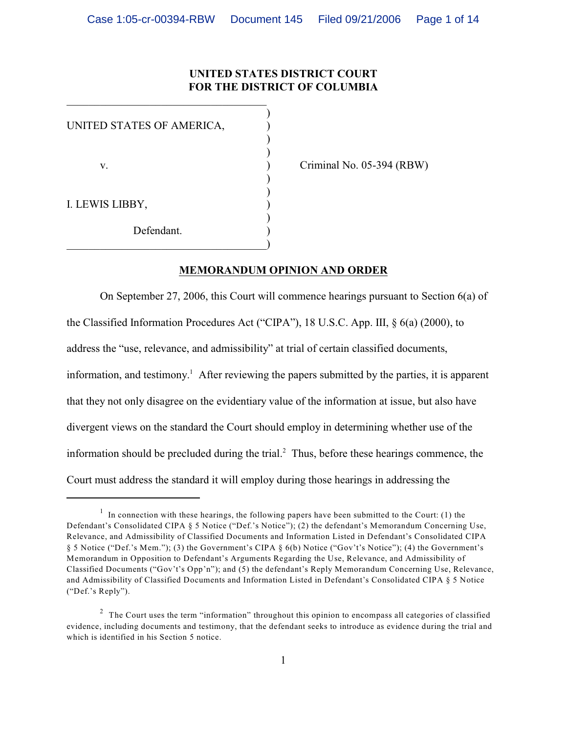**UNITED STATES DISTRICT COURT**
**FOR THE DISTRICT OF COLUMBIA**

| | | |
|---|---|---|
| UNITED STATES OF AMERICA, | ) | |
| v. | ) | Criminal No. 05-394 (RBW) |
| I. LEWIS LIBBY, | ) | |
| Defendant. | ) | |

## MEMORANDUM OPINION AND ORDER

On September 27, 2006, this Court will commence hearings pursuant to Section 6(a) of the Classified Information Procedures Act ("CIPA"), 18 U.S.C. App. III, § 6(a) (2000), to address the "use, relevance, and admissibility" at trial of certain classified documents, information, and testimony.[1] After reviewing the papers submitted by the parties, it is apparent that they not only disagree on the evidentiary value of the information at issue, but also have divergent views on the standard the Court should employ in determining whether use of the information should be precluded during the trial.[2] Thus, before these hearings commence, the Court must address the standard it will employ during those hearings in addressing the

---

[1] In connection with these hearings, the following papers have been submitted to the Court: (1) the Defendant's Consolidated CIPA § 5 Notice ("Def.'s Notice"); (2) the defendant's Memorandum Concerning Use, Relevance, and Admissibility of Classified Documents and Information Listed in Defendant's Consolidated CIPA § 5 Notice ("Def.'s Mem."); (3) the Government's CIPA § 6(b) Notice ("Gov't's Notice"); (4) the Government's Memorandum in Opposition to Defendant's Arguments Regarding the Use, Relevance, and Admissibility of Classified Documents ("Gov't's Opp'n"); and (5) the defendant's Reply Memorandum Concerning Use, Relevance, and Admissibility of Classified Documents and Information Listed in Defendant's Consolidated CIPA § 5 Notice ("Def.'s Reply").

[2] The Court uses the term "information" throughout this opinion to encompass all categories of classified evidence, including documents and testimony, that the defendant seeks to introduce as evidence during the trial and which is identified in his Section 5 notice.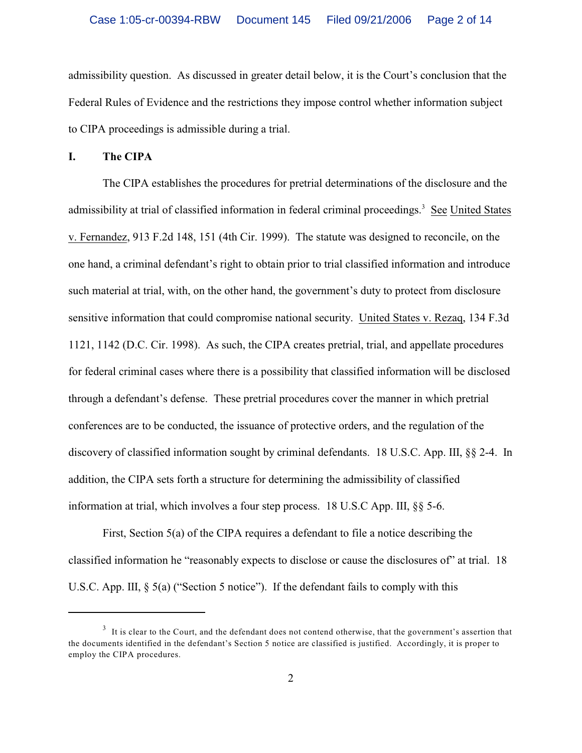admissibility question. As discussed in greater detail below, it is the Court's conclusion that the Federal Rules of Evidence and the restrictions they impose control whether information subject to CIPA proceedings is admissible during a trial.

## I. The CIPA

The CIPA establishes the procedures for pretrial determinations of the disclosure and the admissibility at trial of classified information in federal criminal proceedings.[3] See United States v. Fernandez, 913 F.2d 148, 151 (4th Cir. 1999). The statute was designed to reconcile, on the one hand, a criminal defendant's right to obtain prior to trial classified information and introduce such material at trial, with, on the other hand, the government's duty to protect from disclosure sensitive information that could compromise national security. United States v. Rezaq, 134 F.3d 1121, 1142 (D.C. Cir. 1998). As such, the CIPA creates pretrial, trial, and appellate procedures for federal criminal cases where there is a possibility that classified information will be disclosed through a defendant's defense. These pretrial procedures cover the manner in which pretrial conferences are to be conducted, the issuance of protective orders, and the regulation of the discovery of classified information sought by criminal defendants. 18 U.S.C. App. III, §§ 2-4. In addition, the CIPA sets forth a structure for determining the admissibility of classified information at trial, which involves a four step process. 18 U.S.C App. III, §§ 5-6.

First, Section 5(a) of the CIPA requires a defendant to file a notice describing the classified information he "reasonably expects to disclose or cause the disclosures of" at trial. 18 U.S.C. App. III, § 5(a) ("Section 5 notice"). If the defendant fails to comply with this

---

[3] It is clear to the Court, and the defendant does not contend otherwise, that the government's assertion that the documents identified in the defendant's Section 5 notice are classified is justified. Accordingly, it is proper to employ the CIPA procedures.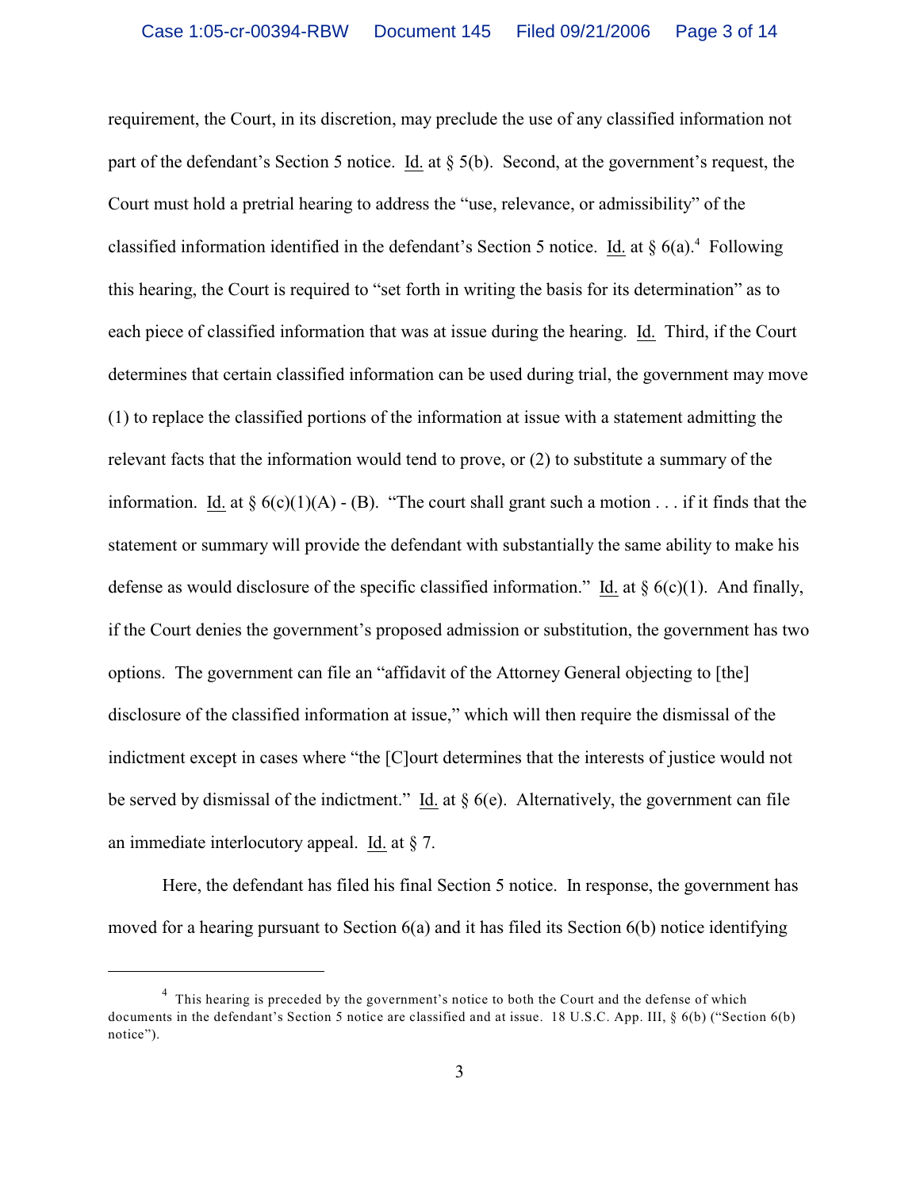requirement, the Court, in its discretion, may preclude the use of any classified information not part of the defendant's Section 5 notice. Id. at § 5(b). Second, at the government's request, the Court must hold a pretrial hearing to address the "use, relevance, or admissibility" of the classified information identified in the defendant's Section 5 notice. Id. at § 6(a).[4] Following this hearing, the Court is required to "set forth in writing the basis for its determination" as to each piece of classified information that was at issue during the hearing. Id. Third, if the Court determines that certain classified information can be used during trial, the government may move (1) to replace the classified portions of the information at issue with a statement admitting the relevant facts that the information would tend to prove, or (2) to substitute a summary of the information. Id. at § 6(c)(1)(A) - (B). "The court shall grant such a motion . . . if it finds that the statement or summary will provide the defendant with substantially the same ability to make his defense as would disclosure of the specific classified information." Id. at § 6(c)(1). And finally, if the Court denies the government's proposed admission or substitution, the government has two options. The government can file an "affidavit of the Attorney General objecting to [the] disclosure of the classified information at issue," which will then require the dismissal of the indictment except in cases where "the [C]ourt determines that the interests of justice would not be served by dismissal of the indictment." Id. at § 6(e). Alternatively, the government can file an immediate interlocutory appeal. Id. at § 7.

Here, the defendant has filed his final Section 5 notice. In response, the government has moved for a hearing pursuant to Section 6(a) and it has filed its Section 6(b) notice identifying

---

[4] This hearing is preceded by the government's notice to both the Court and the defense of which documents in the defendant's Section 5 notice are classified and at issue. 18 U.S.C. App. III, § 6(b) ("Section 6(b) notice").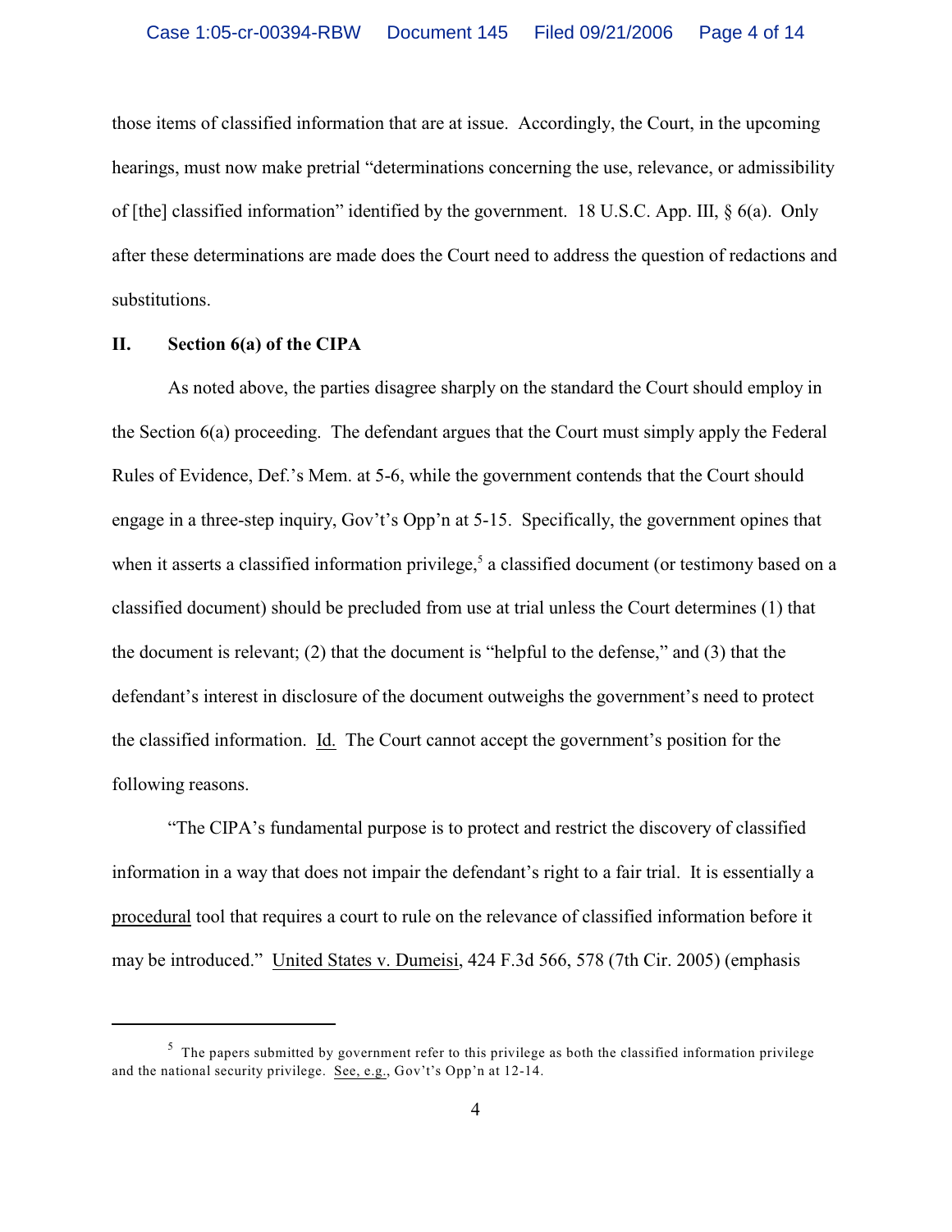those items of classified information that are at issue. Accordingly, the Court, in the upcoming hearings, must now make pretrial "determinations concerning the use, relevance, or admissibility of [the] classified information" identified by the government. 18 U.S.C. App. III, § 6(a). Only after these determinations are made does the Court need to address the question of redactions and substitutions.

## II. Section 6(a) of the CIPA

As noted above, the parties disagree sharply on the standard the Court should employ in the Section 6(a) proceeding. The defendant argues that the Court must simply apply the Federal Rules of Evidence, Def.'s Mem. at 5-6, while the government contends that the Court should engage in a three-step inquiry, Gov't's Opp'n at 5-15. Specifically, the government opines that when it asserts a classified information privilege,[5] a classified document (or testimony based on a classified document) should be precluded from use at trial unless the Court determines (1) that the document is relevant; (2) that the document is "helpful to the defense," and (3) that the defendant's interest in disclosure of the document outweighs the government's need to protect the classified information. Id. The Court cannot accept the government's position for the following reasons.

"The CIPA's fundamental purpose is to protect and restrict the discovery of classified information in a way that does not impair the defendant's right to a fair trial. It is essentially a procedural tool that requires a court to rule on the relevance of classified information before it may be introduced." United States v. Dumeisi, 424 F.3d 566, 578 (7th Cir. 2005) (emphasis

---

[5] The papers submitted by government refer to this privilege as both the classified information privilege and the national security privilege. See, e.g., Gov't's Opp'n at 12-14.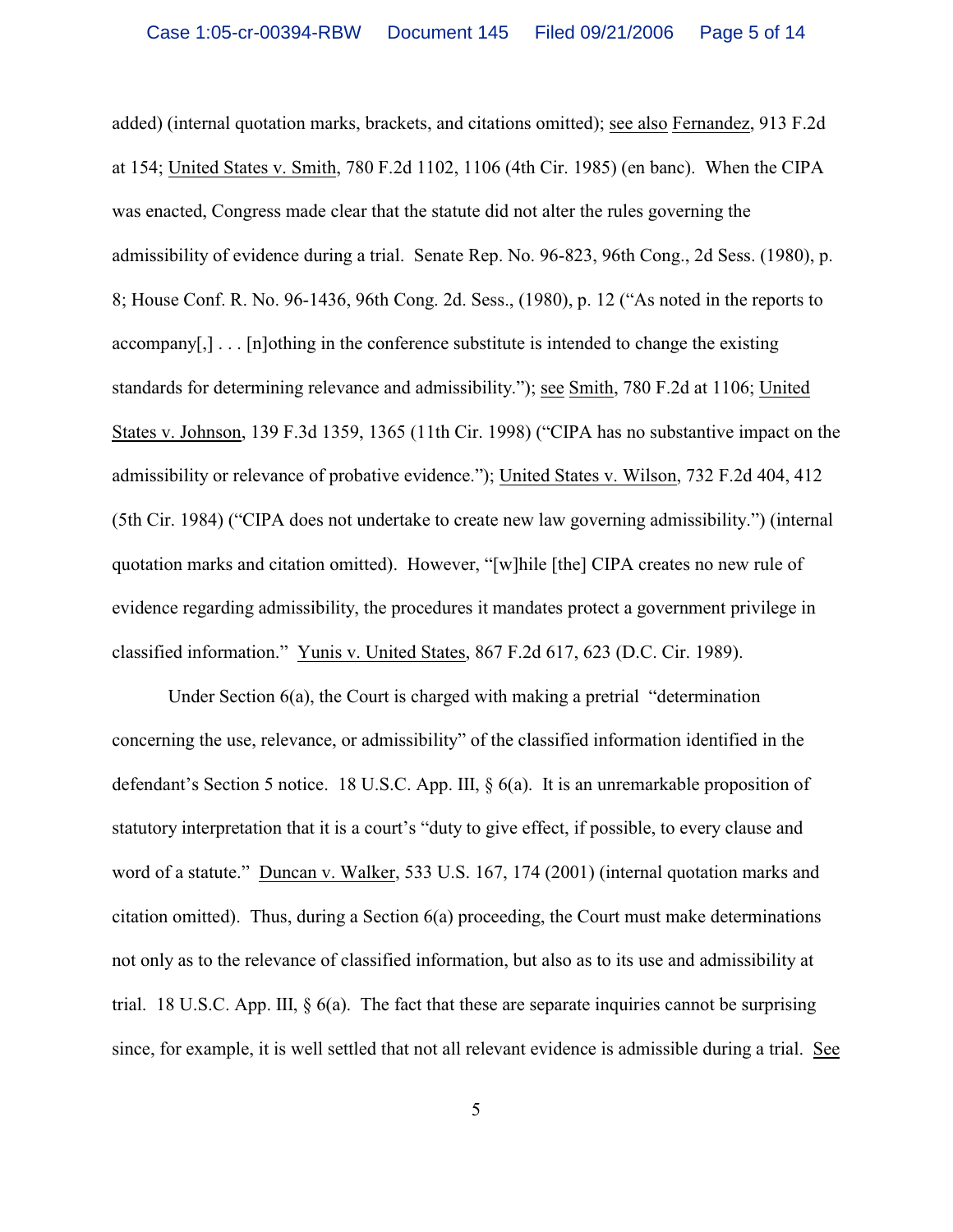added) (internal quotation marks, brackets, and citations omitted); see also Fernandez, 913 F.2d at 154; United States v. Smith, 780 F.2d 1102, 1106 (4th Cir. 1985) (en banc). When the CIPA was enacted, Congress made clear that the statute did not alter the rules governing the admissibility of evidence during a trial. Senate Rep. No. 96-823, 96th Cong., 2d Sess. (1980), p. 8; House Conf. R. No. 96-1436, 96th Cong. 2d. Sess., (1980), p. 12 ("As noted in the reports to accompany[,] . . . [n]othing in the conference substitute is intended to change the existing standards for determining relevance and admissibility."); see Smith, 780 F.2d at 1106; United States v. Johnson, 139 F.3d 1359, 1365 (11th Cir. 1998) ("CIPA has no substantive impact on the admissibility or relevance of probative evidence."); United States v. Wilson, 732 F.2d 404, 412 (5th Cir. 1984) ("CIPA does not undertake to create new law governing admissibility.") (internal quotation marks and citation omitted). However, "[w]hile [the] CIPA creates no new rule of evidence regarding admissibility, the procedures it mandates protect a government privilege in classified information." Yunis v. United States, 867 F.2d 617, 623 (D.C. Cir. 1989).

Under Section 6(a), the Court is charged with making a pretrial "determination concerning the use, relevance, or admissibility" of the classified information identified in the defendant's Section 5 notice. 18 U.S.C. App. III, § 6(a). It is an unremarkable proposition of statutory interpretation that it is a court's "duty to give effect, if possible, to every clause and word of a statute." Duncan v. Walker, 533 U.S. 167, 174 (2001) (internal quotation marks and citation omitted). Thus, during a Section 6(a) proceeding, the Court must make determinations not only as to the relevance of classified information, but also as to its use and admissibility at trial. 18 U.S.C. App. III, § 6(a). The fact that these are separate inquiries cannot be surprising since, for example, it is well settled that not all relevant evidence is admissible during a trial. See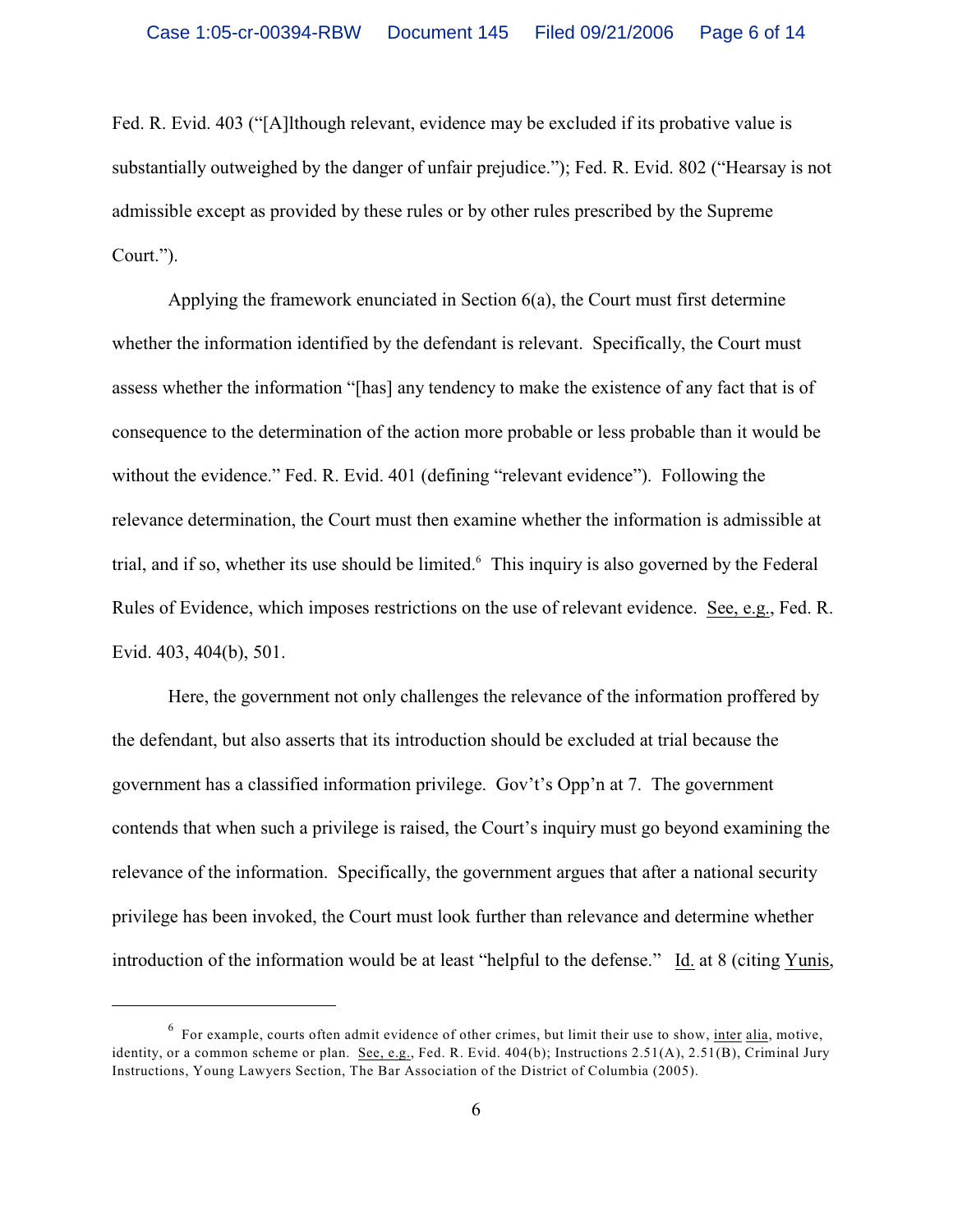Fed. R. Evid. 403 ("[A]lthough relevant, evidence may be excluded if its probative value is substantially outweighed by the danger of unfair prejudice."); Fed. R. Evid. 802 ("Hearsay is not admissible except as provided by these rules or by other rules prescribed by the Supreme Court.").

Applying the framework enunciated in Section 6(a), the Court must first determine whether the information identified by the defendant is relevant. Specifically, the Court must assess whether the information "[has] any tendency to make the existence of any fact that is of consequence to the determination of the action more probable or less probable than it would be without the evidence." Fed. R. Evid. 401 (defining "relevant evidence"). Following the relevance determination, the Court must then examine whether the information is admissible at trial, and if so, whether its use should be limited.[6] This inquiry is also governed by the Federal Rules of Evidence, which imposes restrictions on the use of relevant evidence. See, e.g., Fed. R. Evid. 403, 404(b), 501.

Here, the government not only challenges the relevance of the information proffered by the defendant, but also asserts that its introduction should be excluded at trial because the government has a classified information privilege. Gov't's Opp'n at 7. The government contends that when such a privilege is raised, the Court's inquiry must go beyond examining the relevance of the information. Specifically, the government argues that after a national security privilege has been invoked, the Court must look further than relevance and determine whether introduction of the information would be at least "helpful to the defense." Id. at 8 (citing Yunis,

---

[6] For example, courts often admit evidence of other crimes, but limit their use to show, inter alia, motive, identity, or a common scheme or plan. See, e.g., Fed. R. Evid. 404(b); Instructions 2.51(A), 2.51(B), Criminal Jury Instructions, Young Lawyers Section, The Bar Association of the District of Columbia (2005).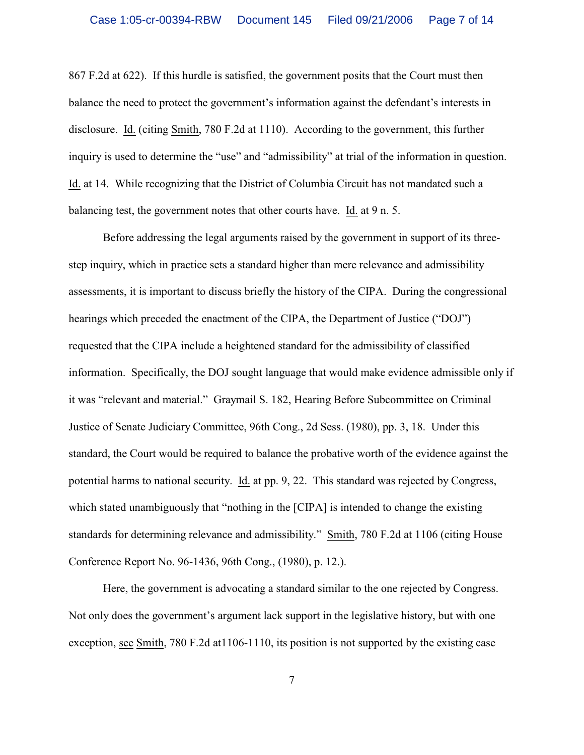867 F.2d at 622). If this hurdle is satisfied, the government posits that the Court must then balance the need to protect the government's information against the defendant's interests in disclosure. Id. (citing Smith, 780 F.2d at 1110). According to the government, this further inquiry is used to determine the "use" and "admissibility" at trial of the information in question. Id. at 14. While recognizing that the District of Columbia Circuit has not mandated such a balancing test, the government notes that other courts have. Id. at 9 n. 5.

Before addressing the legal arguments raised by the government in support of its three-step inquiry, which in practice sets a standard higher than mere relevance and admissibility assessments, it is important to discuss briefly the history of the CIPA. During the congressional hearings which preceded the enactment of the CIPA, the Department of Justice ("DOJ") requested that the CIPA include a heightened standard for the admissibility of classified information. Specifically, the DOJ sought language that would make evidence admissible only if it was "relevant and material." Graymail S. 182, Hearing Before Subcommittee on Criminal Justice of Senate Judiciary Committee, 96th Cong., 2d Sess. (1980), pp. 3, 18. Under this standard, the Court would be required to balance the probative worth of the evidence against the potential harms to national security. Id. at pp. 9, 22. This standard was rejected by Congress, which stated unambiguously that "nothing in the [CIPA] is intended to change the existing standards for determining relevance and admissibility." Smith, 780 F.2d at 1106 (citing House Conference Report No. 96-1436, 96th Cong., (1980), p. 12.).

Here, the government is advocating a standard similar to the one rejected by Congress. Not only does the government's argument lack support in the legislative history, but with one exception, see Smith, 780 F.2d at1106-1110, its position is not supported by the existing case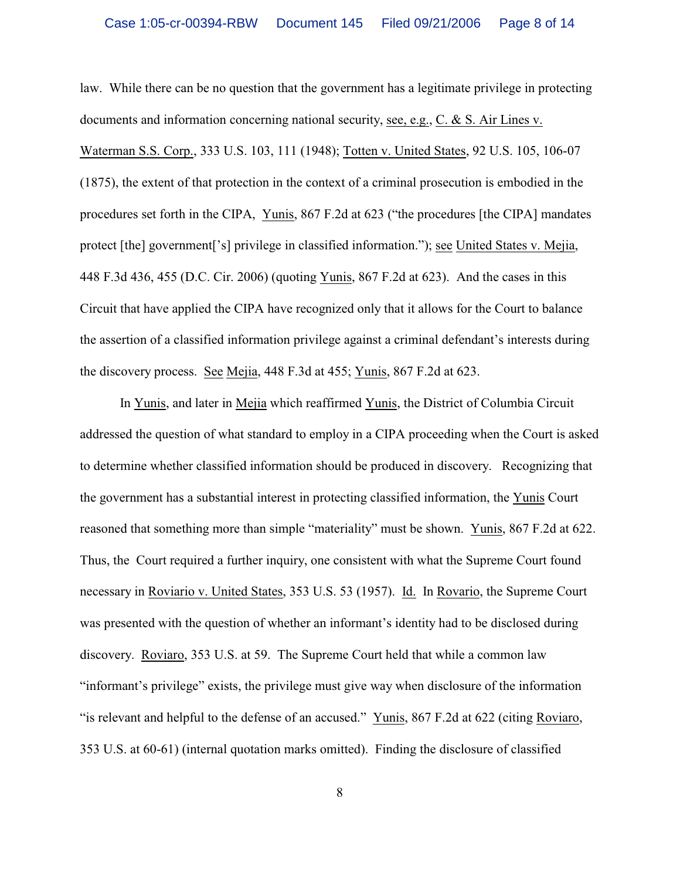law. While there can be no question that the government has a legitimate privilege in protecting documents and information concerning national security, see, e.g., C. & S. Air Lines v. Waterman S.S. Corp., 333 U.S. 103, 111 (1948); Totten v. United States, 92 U.S. 105, 106-07 (1875), the extent of that protection in the context of a criminal prosecution is embodied in the procedures set forth in the CIPA, Yunis, 867 F.2d at 623 ("the procedures [the CIPA] mandates protect [the] government['s] privilege in classified information."); see United States v. Mejia, 448 F.3d 436, 455 (D.C. Cir. 2006) (quoting Yunis, 867 F.2d at 623). And the cases in this Circuit that have applied the CIPA have recognized only that it allows for the Court to balance the assertion of a classified information privilege against a criminal defendant's interests during the discovery process. See Mejia, 448 F.3d at 455; Yunis, 867 F.2d at 623.

In Yunis, and later in Mejia which reaffirmed Yunis, the District of Columbia Circuit addressed the question of what standard to employ in a CIPA proceeding when the Court is asked to determine whether classified information should be produced in discovery. Recognizing that the government has a substantial interest in protecting classified information, the Yunis Court reasoned that something more than simple "materiality" must be shown. Yunis, 867 F.2d at 622. Thus, the Court required a further inquiry, one consistent with what the Supreme Court found necessary in Roviario v. United States, 353 U.S. 53 (1957). Id. In Rovario, the Supreme Court was presented with the question of whether an informant's identity had to be disclosed during discovery. Roviaro, 353 U.S. at 59. The Supreme Court held that while a common law "informant's privilege" exists, the privilege must give way when disclosure of the information "is relevant and helpful to the defense of an accused." Yunis, 867 F.2d at 622 (citing Roviaro, 353 U.S. at 60-61) (internal quotation marks omitted). Finding the disclosure of classified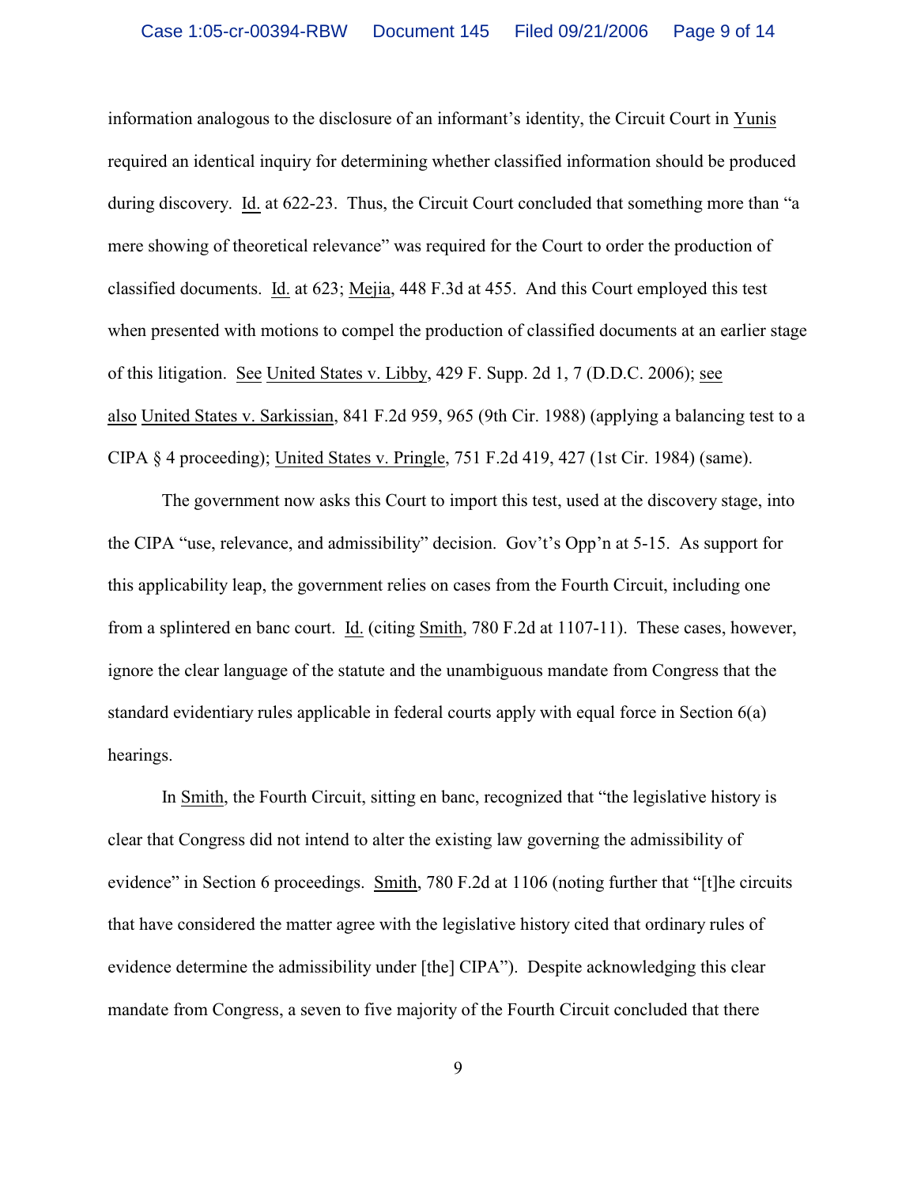information analogous to the disclosure of an informant's identity, the Circuit Court in Yunis required an identical inquiry for determining whether classified information should be produced during discovery. Id. at 622-23. Thus, the Circuit Court concluded that something more than "a mere showing of theoretical relevance" was required for the Court to order the production of classified documents. Id. at 623; Mejia, 448 F.3d at 455. And this Court employed this test when presented with motions to compel the production of classified documents at an earlier stage of this litigation. See United States v. Libby, 429 F. Supp. 2d 1, 7 (D.D.C. 2006); see also United States v. Sarkissian, 841 F.2d 959, 965 (9th Cir. 1988) (applying a balancing test to a CIPA § 4 proceeding); United States v. Pringle, 751 F.2d 419, 427 (1st Cir. 1984) (same).

The government now asks this Court to import this test, used at the discovery stage, into the CIPA "use, relevance, and admissibility" decision. Gov't's Opp'n at 5-15. As support for this applicability leap, the government relies on cases from the Fourth Circuit, including one from a splintered en banc court. Id. (citing Smith, 780 F.2d at 1107-11). These cases, however, ignore the clear language of the statute and the unambiguous mandate from Congress that the standard evidentiary rules applicable in federal courts apply with equal force in Section 6(a) hearings.

In Smith, the Fourth Circuit, sitting en banc, recognized that "the legislative history is clear that Congress did not intend to alter the existing law governing the admissibility of evidence" in Section 6 proceedings. Smith, 780 F.2d at 1106 (noting further that "[t]he circuits that have considered the matter agree with the legislative history cited that ordinary rules of evidence determine the admissibility under [the] CIPA"). Despite acknowledging this clear mandate from Congress, a seven to five majority of the Fourth Circuit concluded that there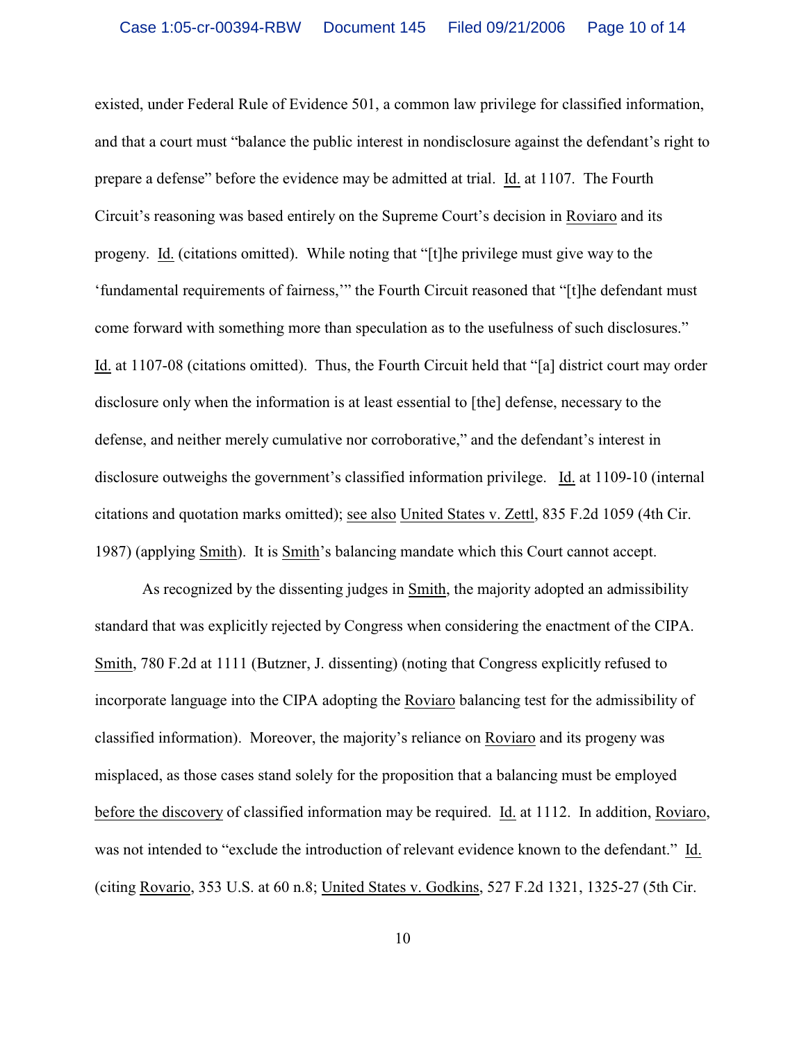existed, under Federal Rule of Evidence 501, a common law privilege for classified information, and that a court must "balance the public interest in nondisclosure against the defendant's right to prepare a defense" before the evidence may be admitted at trial. Id. at 1107. The Fourth Circuit's reasoning was based entirely on the Supreme Court's decision in Roviaro and its progeny. Id. (citations omitted). While noting that "[t]he privilege must give way to the 'fundamental requirements of fairness,'" the Fourth Circuit reasoned that "[t]he defendant must come forward with something more than speculation as to the usefulness of such disclosures." Id. at 1107-08 (citations omitted). Thus, the Fourth Circuit held that "[a] district court may order disclosure only when the information is at least essential to [the] defense, necessary to the defense, and neither merely cumulative nor corroborative," and the defendant's interest in disclosure outweighs the government's classified information privilege. Id. at 1109-10 (internal citations and quotation marks omitted); see also United States v. Zettl, 835 F.2d 1059 (4th Cir. 1987) (applying Smith). It is Smith's balancing mandate which this Court cannot accept.

As recognized by the dissenting judges in Smith, the majority adopted an admissibility standard that was explicitly rejected by Congress when considering the enactment of the CIPA. Smith, 780 F.2d at 1111 (Butzner, J. dissenting) (noting that Congress explicitly refused to incorporate language into the CIPA adopting the Roviaro balancing test for the admissibility of classified information). Moreover, the majority's reliance on Roviaro and its progeny was misplaced, as those cases stand solely for the proposition that a balancing must be employed before the discovery of classified information may be required. Id. at 1112. In addition, Roviaro, was not intended to "exclude the introduction of relevant evidence known to the defendant." Id. (citing Rovario, 353 U.S. at 60 n.8; United States v. Godkins, 527 F.2d 1321, 1325-27 (5th Cir.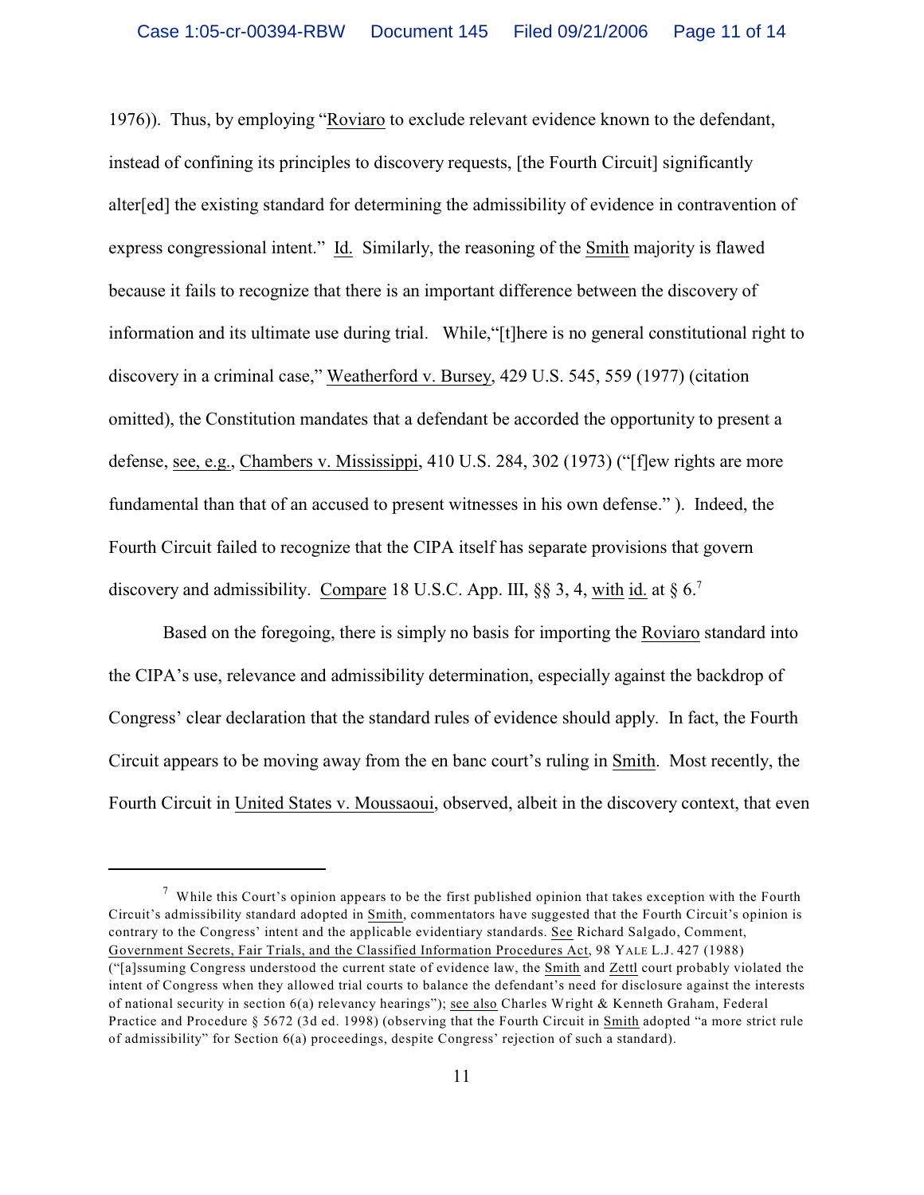1976)). Thus, by employing "Roviaro to exclude relevant evidence known to the defendant, instead of confining its principles to discovery requests, [the Fourth Circuit] significantly alter[ed] the existing standard for determining the admissibility of evidence in contravention of express congressional intent." Id. Similarly, the reasoning of the Smith majority is flawed because it fails to recognize that there is an important difference between the discovery of information and its ultimate use during trial. While,"[t]here is no general constitutional right to discovery in a criminal case," Weatherford v. Bursey, 429 U.S. 545, 559 (1977) (citation omitted), the Constitution mandates that a defendant be accorded the opportunity to present a defense, see, e.g., Chambers v. Mississippi, 410 U.S. 284, 302 (1973) ("[f]ew rights are more fundamental than that of an accused to present witnesses in his own defense." ). Indeed, the Fourth Circuit failed to recognize that the CIPA itself has separate provisions that govern discovery and admissibility. Compare 18 U.S.C. App. III, §§ 3, 4, with id. at § 6.[7]

Based on the foregoing, there is simply no basis for importing the Roviaro standard into the CIPA's use, relevance and admissibility determination, especially against the backdrop of Congress' clear declaration that the standard rules of evidence should apply. In fact, the Fourth Circuit appears to be moving away from the en banc court's ruling in Smith. Most recently, the Fourth Circuit in United States v. Moussaoui, observed, albeit in the discovery context, that even

---

[7] While this Court's opinion appears to be the first published opinion that takes exception with the Fourth Circuit's admissibility standard adopted in Smith, commentators have suggested that the Fourth Circuit's opinion is contrary to the Congress' intent and the applicable evidentiary standards. See Richard Salgado, Comment, Government Secrets, Fair Trials, and the Classified Information Procedures Act, 98 YALE L.J. 427 (1988) ("[a]ssuming Congress understood the current state of evidence law, the Smith and Zettl court probably violated the intent of Congress when they allowed trial courts to balance the defendant's need for disclosure against the interests of national security in section 6(a) relevancy hearings"); see also Charles Wright & Kenneth Graham, Federal Practice and Procedure § 5672 (3d ed. 1998) (observing that the Fourth Circuit in Smith adopted "a more strict rule of admissibility" for Section 6(a) proceedings, despite Congress' rejection of such a standard).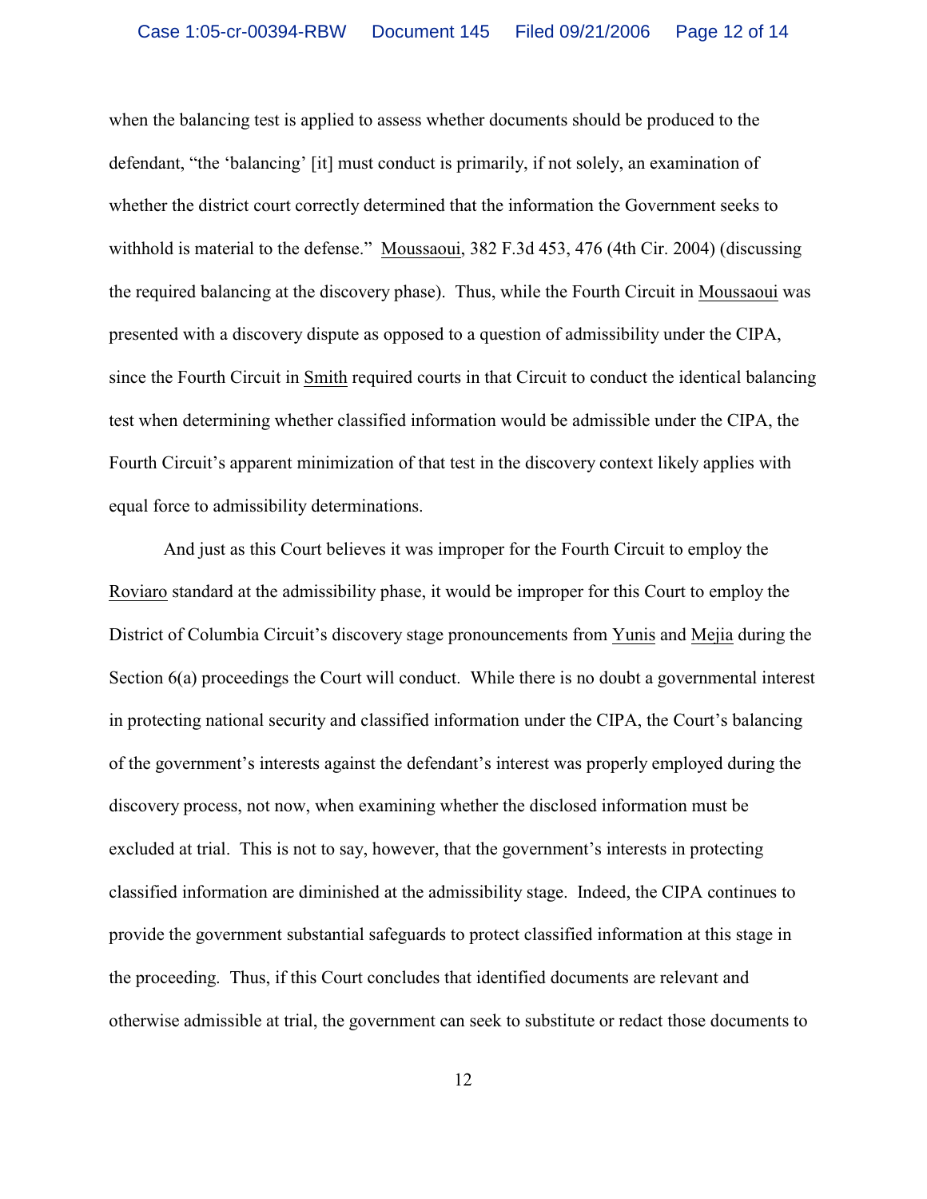when the balancing test is applied to assess whether documents should be produced to the defendant, "the 'balancing' [it] must conduct is primarily, if not solely, an examination of whether the district court correctly determined that the information the Government seeks to withhold is material to the defense." Moussaoui, 382 F.3d 453, 476 (4th Cir. 2004) (discussing the required balancing at the discovery phase). Thus, while the Fourth Circuit in Moussaoui was presented with a discovery dispute as opposed to a question of admissibility under the CIPA, since the Fourth Circuit in Smith required courts in that Circuit to conduct the identical balancing test when determining whether classified information would be admissible under the CIPA, the Fourth Circuit's apparent minimization of that test in the discovery context likely applies with equal force to admissibility determinations.

And just as this Court believes it was improper for the Fourth Circuit to employ the Roviaro standard at the admissibility phase, it would be improper for this Court to employ the District of Columbia Circuit's discovery stage pronouncements from Yunis and Mejia during the Section 6(a) proceedings the Court will conduct. While there is no doubt a governmental interest in protecting national security and classified information under the CIPA, the Court's balancing of the government's interests against the defendant's interest was properly employed during the discovery process, not now, when examining whether the disclosed information must be excluded at trial. This is not to say, however, that the government's interests in protecting classified information are diminished at the admissibility stage. Indeed, the CIPA continues to provide the government substantial safeguards to protect classified information at this stage in the proceeding. Thus, if this Court concludes that identified documents are relevant and otherwise admissible at trial, the government can seek to substitute or redact those documents to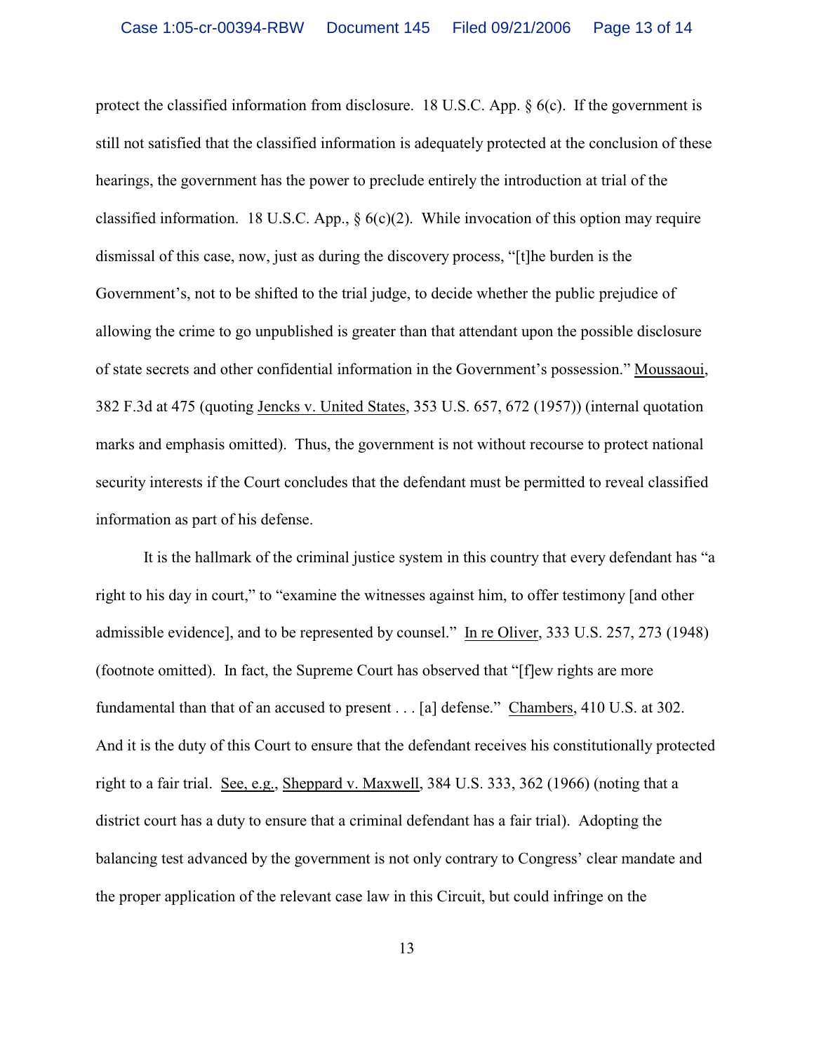protect the classified information from disclosure. 18 U.S.C. App. § 6(c). If the government is still not satisfied that the classified information is adequately protected at the conclusion of these hearings, the government has the power to preclude entirely the introduction at trial of the classified information. 18 U.S.C. App., § 6(c)(2). While invocation of this option may require dismissal of this case, now, just as during the discovery process, "[t]he burden is the Government's, not to be shifted to the trial judge, to decide whether the public prejudice of allowing the crime to go unpublished is greater than that attendant upon the possible disclosure of state secrets and other confidential information in the Government's possession." Moussaoui, 382 F.3d at 475 (quoting Jencks v. United States, 353 U.S. 657, 672 (1957)) (internal quotation marks and emphasis omitted). Thus, the government is not without recourse to protect national security interests if the Court concludes that the defendant must be permitted to reveal classified information as part of his defense.

It is the hallmark of the criminal justice system in this country that every defendant has "a right to his day in court," to "examine the witnesses against him, to offer testimony [and other admissible evidence], and to be represented by counsel." In re Oliver, 333 U.S. 257, 273 (1948) (footnote omitted). In fact, the Supreme Court has observed that "[f]ew rights are more fundamental than that of an accused to present . . . [a] defense." Chambers, 410 U.S. at 302. And it is the duty of this Court to ensure that the defendant receives his constitutionally protected right to a fair trial. See, e.g., Sheppard v. Maxwell, 384 U.S. 333, 362 (1966) (noting that a district court has a duty to ensure that a criminal defendant has a fair trial). Adopting the balancing test advanced by the government is not only contrary to Congress' clear mandate and the proper application of the relevant case law in this Circuit, but could infringe on the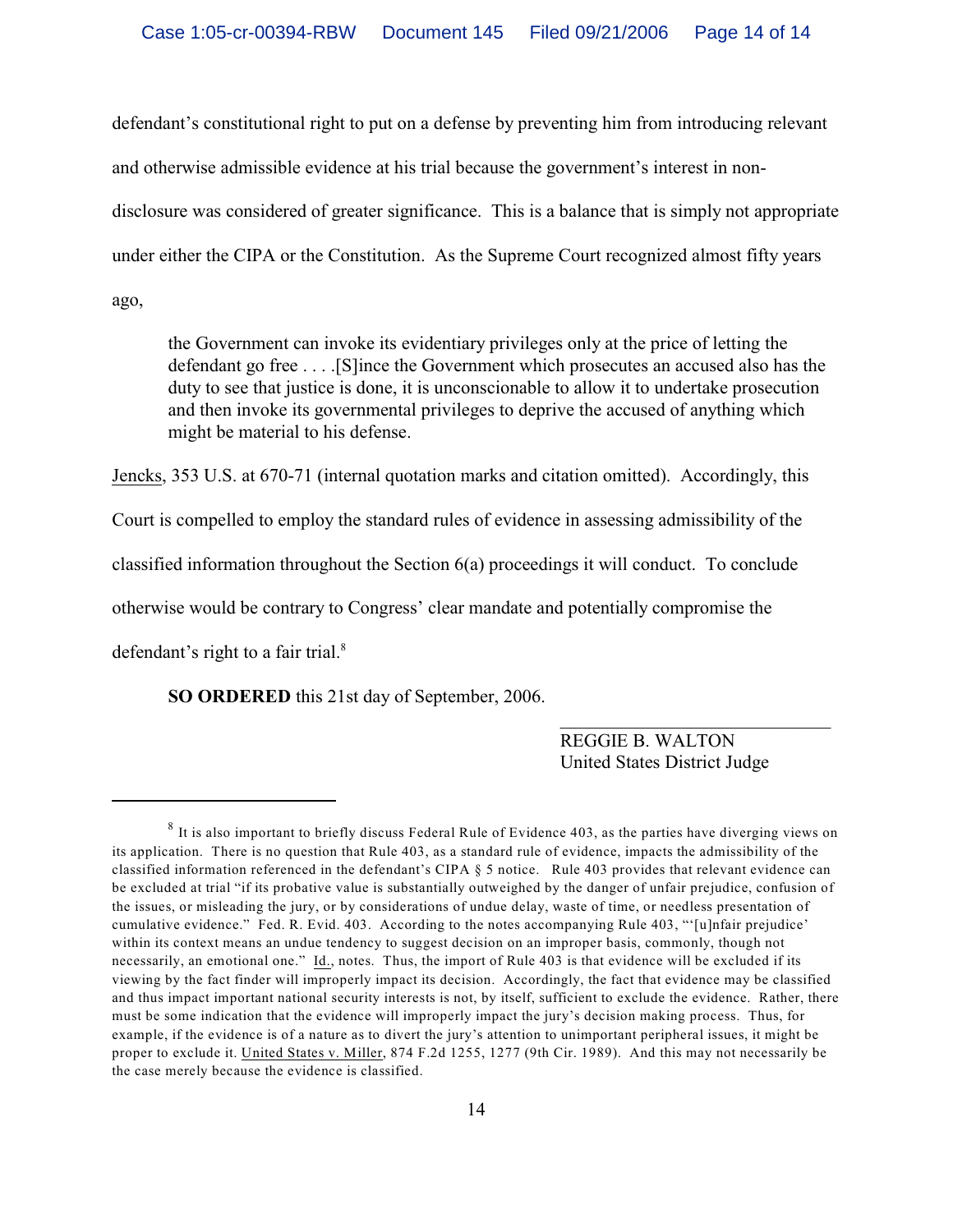defendant's constitutional right to put on a defense by preventing him from introducing relevant and otherwise admissible evidence at his trial because the government's interest in non-disclosure was considered of greater significance. This is a balance that is simply not appropriate under either the CIPA or the Constitution. As the Supreme Court recognized almost fifty years ago,

> the Government can invoke its evidentiary privileges only at the price of letting the defendant go free . . . .[S]ince the Government which prosecutes an accused also has the duty to see that justice is done, it is unconscionable to allow it to undertake prosecution and then invoke its governmental privileges to deprive the accused of anything which might be material to his defense.

Jencks, 353 U.S. at 670-71 (internal quotation marks and citation omitted). Accordingly, this Court is compelled to employ the standard rules of evidence in assessing admissibility of the classified information throughout the Section 6(a) proceedings it will conduct. To conclude otherwise would be contrary to Congress' clear mandate and potentially compromise the defendant's right to a fair trial.[8]

**SO ORDERED** this 21st day of September, 2006.

REGGIE B. WALTON
United States District Judge

---

[8] It is also important to briefly discuss Federal Rule of Evidence 403, as the parties have diverging views on its application. There is no question that Rule 403, as a standard rule of evidence, impacts the admissibility of the classified information referenced in the defendant's CIPA § 5 notice. Rule 403 provides that relevant evidence can be excluded at trial "if its probative value is substantially outweighed by the danger of unfair prejudice, confusion of the issues, or misleading the jury, or by considerations of undue delay, waste of time, or needless presentation of cumulative evidence." Fed. R. Evid. 403. According to the notes accompanying Rule 403, "'[u]nfair prejudice' within its context means an undue tendency to suggest decision on an improper basis, commonly, though not necessarily, an emotional one." Id., notes. Thus, the import of Rule 403 is that evidence will be excluded if its viewing by the fact finder will improperly impact its decision. Accordingly, the fact that evidence may be classified and thus impact important national security interests is not, by itself, sufficient to exclude the evidence. Rather, there must be some indication that the evidence will improperly impact the jury's decision making process. Thus, for example, if the evidence is of a nature as to divert the jury's attention to unimportant peripheral issues, it might be proper to exclude it. United States v. Miller, 874 F.2d 1255, 1277 (9th Cir. 1989). And this may not necessarily be the case merely because the evidence is classified.